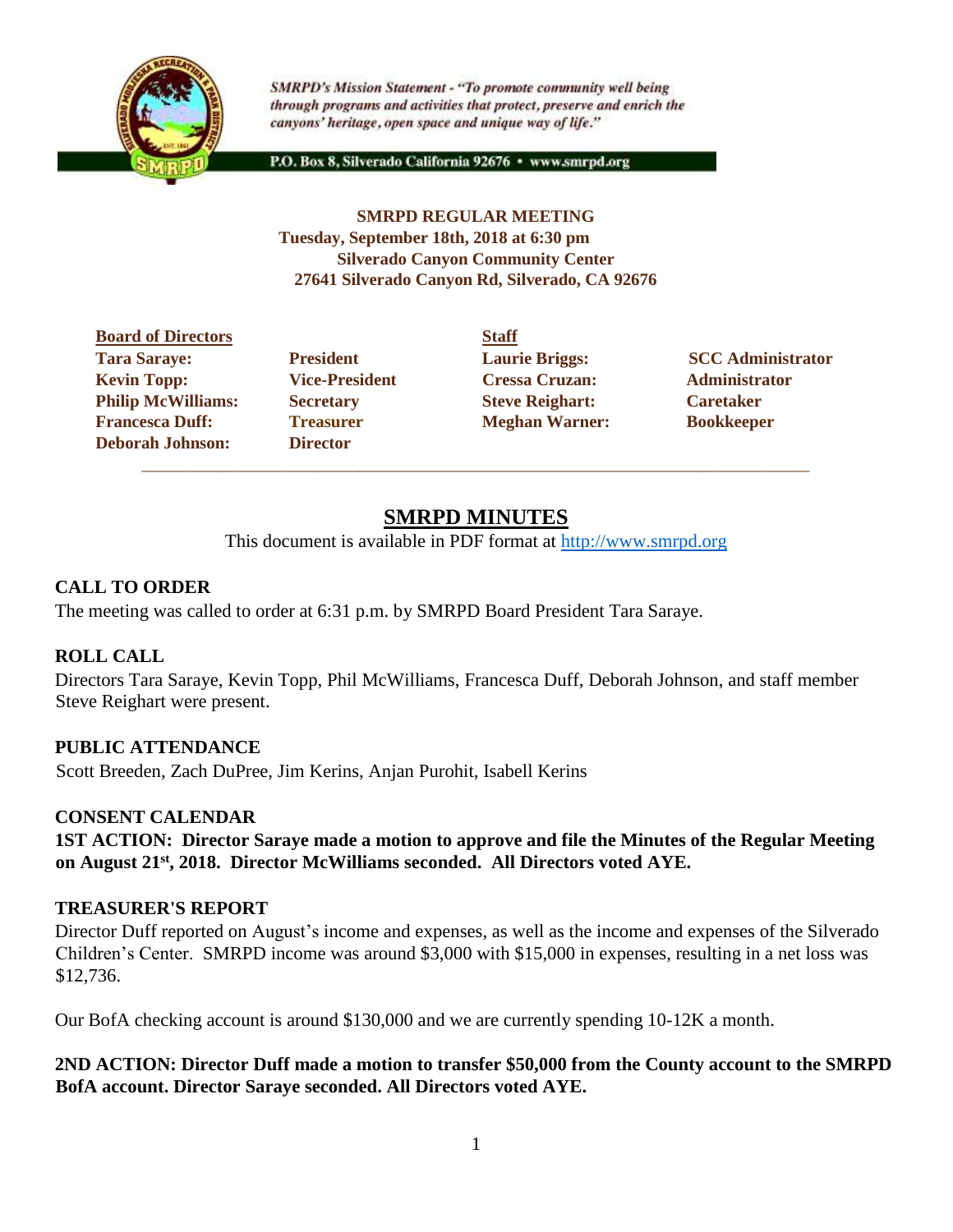*SMRPD's Mission Statement - "To promote community well being through programs and activities that protect, preserve and enrich the canyons' heritage, open space and unique way of life."*

P.O. Box 8, Silverado California 92676 • www.smrpd.org

**SMRPD REGULAR MEETING**
**Tuesday, September 18th, 2018 at 6:30 pm**
**Silverado Canyon Community Center**
**27641 Silverado Canyon Rd, Silverado, CA 92676**

| Board of Directors | | Staff | |
|---|---|---|---|
| **Tara Saraye:** | **President** | **Laurie Briggs:** | **SCC Administrator** |
| **Kevin Topp:** | **Vice-President** | **Cressa Cruzan:** | **Administrator** |
| **Philip McWilliams:** | **Secretary** | **Steve Reighart:** | **Caretaker** |
| **Francesca Duff:** | **Treasurer** | **Meghan Warner:** | **Bookkeeper** |
| **Deborah Johnson:** | **Director** | | |

# SMRPD MINUTES

This document is available in PDF format at http://www.smrpd.org

## CALL TO ORDER

The meeting was called to order at 6:31 p.m. by SMRPD Board President Tara Saraye.

## ROLL CALL

Directors Tara Saraye, Kevin Topp, Phil McWilliams, Francesca Duff, Deborah Johnson, and staff member Steve Reighart were present.

## PUBLIC ATTENDANCE

Scott Breeden, Zach DuPree, Jim Kerins, Anjan Purohit, Isabell Kerins

## CONSENT CALENDAR

**1ST ACTION: Director Saraye made a motion to approve and file the Minutes of the Regular Meeting on August 21st, 2018. Director McWilliams seconded. All Directors voted AYE.**

## TREASURER'S REPORT

Director Duff reported on August's income and expenses, as well as the income and expenses of the Silverado Children's Center. SMRPD income was around $3,000 with $15,000 in expenses, resulting in a net loss was $12,736.

Our BofA checking account is around $130,000 and we are currently spending 10-12K a month.

**2ND ACTION: Director Duff made a motion to transfer $50,000 from the County account to the SMRPD BofA account. Director Saraye seconded. All Directors voted AYE.**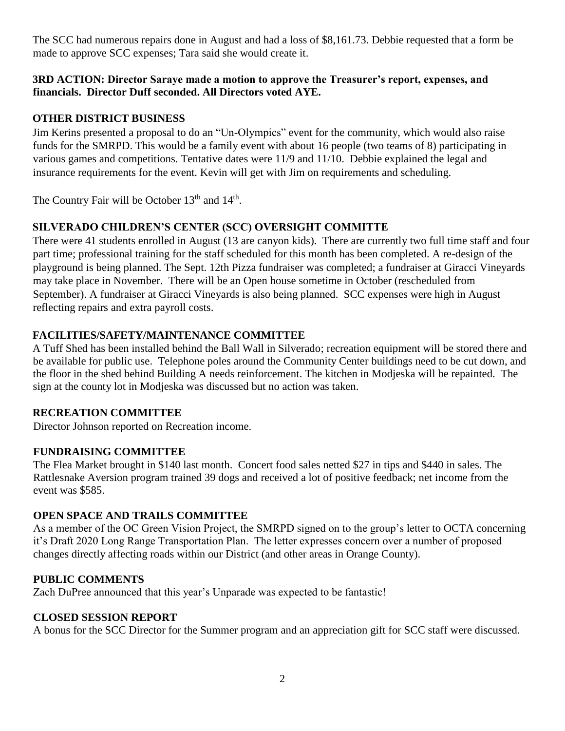The SCC had numerous repairs done in August and had a loss of $8,161.73. Debbie requested that a form be made to approve SCC expenses; Tara said she would create it.

**3RD ACTION: Director Saraye made a motion to approve the Treasurer's report, expenses, and financials. Director Duff seconded. All Directors voted AYE.**

## OTHER DISTRICT BUSINESS

Jim Kerins presented a proposal to do an "Un-Olympics" event for the community, which would also raise funds for the SMRPD. This would be a family event with about 16 people (two teams of 8) participating in various games and competitions. Tentative dates were 11/9 and 11/10. Debbie explained the legal and insurance requirements for the event. Kevin will get with Jim on requirements and scheduling.

The Country Fair will be October 13th and 14th.

## SILVERADO CHILDREN'S CENTER (SCC) OVERSIGHT COMMITTE

There were 41 students enrolled in August (13 are canyon kids). There are currently two full time staff and four part time; professional training for the staff scheduled for this month has been completed. A re-design of the playground is being planned. The Sept. 12th Pizza fundraiser was completed; a fundraiser at Giracci Vineyards may take place in November. There will be an Open house sometime in October (rescheduled from September). A fundraiser at Giracci Vineyards is also being planned. SCC expenses were high in August reflecting repairs and extra payroll costs.

## FACILITIES/SAFETY/MAINTENANCE COMMITTEE

A Tuff Shed has been installed behind the Ball Wall in Silverado; recreation equipment will be stored there and be available for public use. Telephone poles around the Community Center buildings need to be cut down, and the floor in the shed behind Building A needs reinforcement. The kitchen in Modjeska will be repainted. The sign at the county lot in Modjeska was discussed but no action was taken.

## RECREATION COMMITTEE

Director Johnson reported on Recreation income.

## FUNDRAISING COMMITTEE

The Flea Market brought in $140 last month. Concert food sales netted $27 in tips and $440 in sales. The Rattlesnake Aversion program trained 39 dogs and received a lot of positive feedback; net income from the event was $585.

## OPEN SPACE AND TRAILS COMMITTEE

As a member of the OC Green Vision Project, the SMRPD signed on to the group's letter to OCTA concerning it's Draft 2020 Long Range Transportation Plan. The letter expresses concern over a number of proposed changes directly affecting roads within our District (and other areas in Orange County).

## PUBLIC COMMENTS

Zach DuPree announced that this year's Unparade was expected to be fantastic!

## CLOSED SESSION REPORT

A bonus for the SCC Director for the Summer program and an appreciation gift for SCC staff were discussed.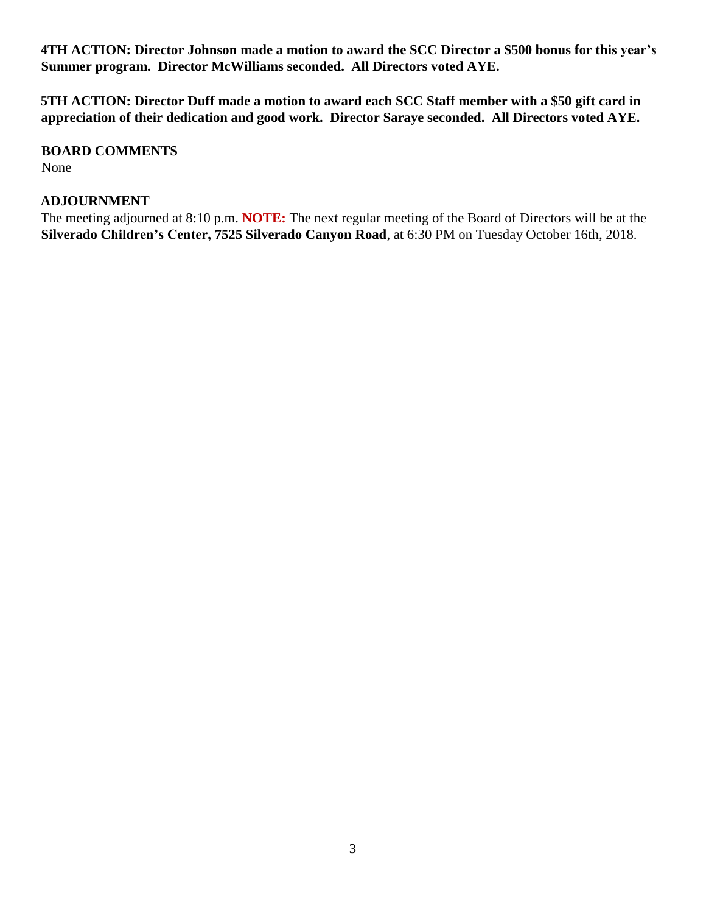**4TH ACTION: Director Johnson made a motion to award the SCC Director a $500 bonus for this year's Summer program. Director McWilliams seconded. All Directors voted AYE.**

**5TH ACTION: Director Duff made a motion to award each SCC Staff member with a $50 gift card in appreciation of their dedication and good work. Director Saraye seconded. All Directors voted AYE.**

## BOARD COMMENTS

None

## ADJOURNMENT

The meeting adjourned at 8:10 p.m. **NOTE:** The next regular meeting of the Board of Directors will be at the **Silverado Children's Center, 7525 Silverado Canyon Road**, at 6:30 PM on Tuesday October 16th, 2018.